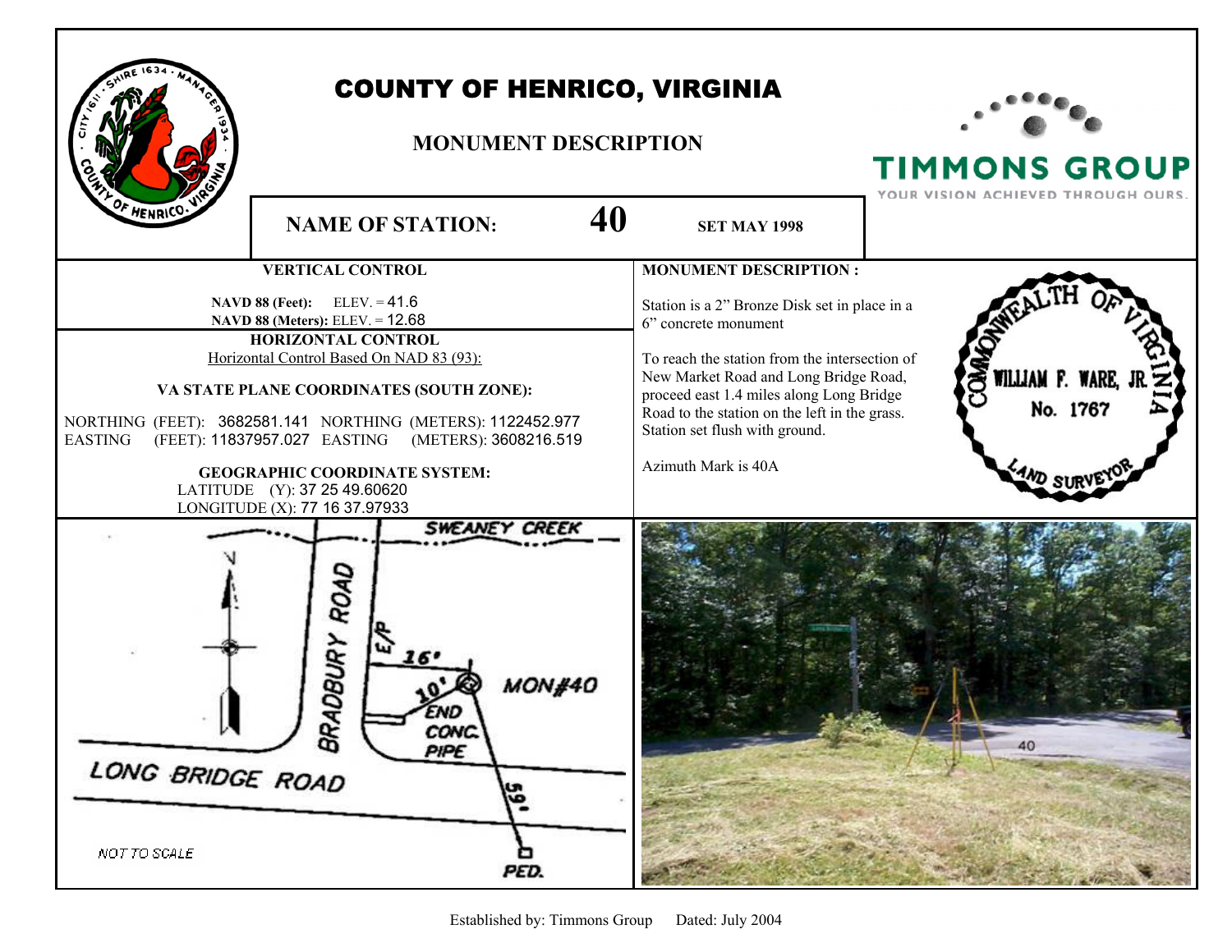# COUNTY OF HENRICO, VIRGINIA

## MONUMENT DESCRIPTION

TIMMONS GROUP
YOUR VISION ACHIEVED THROUGH OURS.

**NAME OF STATION:** **40** **SET MAY 1998**

### VERTICAL CONTROL

**NAVD 88 (Feet):** ELEV. = 41.6
**NAVD 88 (Meters):** ELEV. = 12.68

### HORIZONTAL CONTROL

Horizontal Control Based On NAD 83 (93):

**VA STATE PLANE COORDINATES (SOUTH ZONE):**

NORTHING (FEET): 3682581.141 NORTHING (METERS): 1122452.977
EASTING (FEET): 11837957.027 EASTING (METERS): 3608216.519

**GEOGRAPHIC COORDINATE SYSTEM:**

LATITUDE (Y): 37 25 49.60620
LONGITUDE (X): 77 16 37.97933

### MONUMENT DESCRIPTION :

Station is a 2" Bronze Disk set in place in a 6" concrete monument

To reach the station from the intersection of New Market Road and Long Bridge Road, proceed east 1.4 miles along Long Bridge Road to the station on the left in the grass. Station set flush with ground.

Azimuth Mark is 40A

COMMONWEALTH OF VIRGINIA
WILLIAM F. WARE, JR.
No. 1767
LAND SURVEYOR

SWEANEY CREEK
BRADBURY ROAD
E/P
16'
10'
MON#40
END CONC. PIPE
LONG BRIDGE ROAD
59'
PED.
NOT TO SCALE

Established by: Timmons Group Dated: July 2004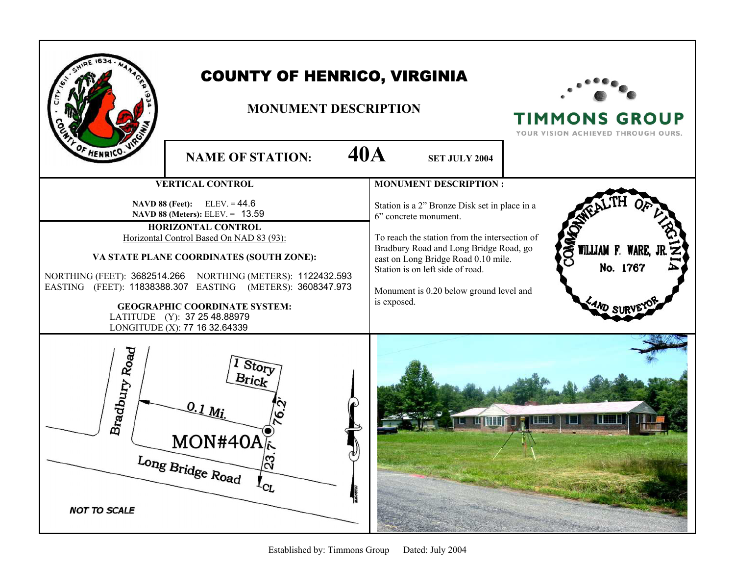# COUNTY OF HENRICO, VIRGINIA

## MONUMENT DESCRIPTION

TIMMONS GROUP
YOUR VISION ACHIEVED THROUGH OURS.

**NAME OF STATION:** **40A** **SET JULY 2004**

### VERTICAL CONTROL

**NAVD 88 (Feet):** ELEV. = 44.6
**NAVD 88 (Meters):** ELEV. = 13.59

### HORIZONTAL CONTROL

Horizontal Control Based On NAD 83 (93):

**VA STATE PLANE COORDINATES (SOUTH ZONE):**

NORTHING (FEET): 3682514.266 NORTHING (METERS): 1122432.593
EASTING (FEET): 11838388.307 EASTING (METERS): 3608347.973

**GEOGRAPHIC COORDINATE SYSTEM:**

LATITUDE (Y): 37 25 48.88979
LONGITUDE (X): 77 16 32.64339

### MONUMENT DESCRIPTION :

Station is a 2" Bronze Disk set in place in a 6" concrete monument.

To reach the station from the intersection of Bradbury Road and Long Bridge Road, go east on Long Bridge Road 0.10 mile. Station is on left side of road.

Monument is 0.20 below ground level and is exposed.

COMMONWEALTH OF VIRGINIA
WILLIAM F. WARE, JR.
No. 1767
LAND SURVEYOR

Bradbury Road
1 Story Brick
0.1 Mi.
76.2'
MON#40A
23.7'
Long Bridge Road
CL
MAGNETIC
NOT TO SCALE

Established by: Timmons Group Dated: July 2004